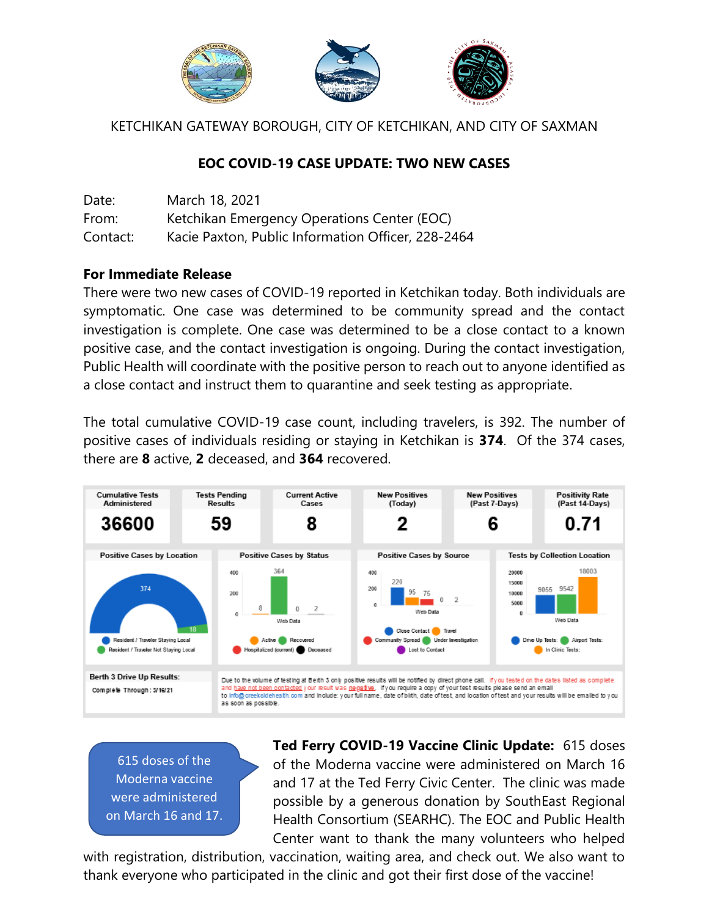KETCHIKAN GATEWAY BOROUGH, CITY OF KETCHIKAN, AND CITY OF SAXMAN

# EOC COVID-19 CASE UPDATE: TWO NEW CASES

Date: March 18, 2021
From: Ketchikan Emergency Operations Center (EOC)
Contact: Kacie Paxton, Public Information Officer, 228-2464

**For Immediate Release**

There were two new cases of COVID-19 reported in Ketchikan today. Both individuals are symptomatic. One case was determined to be community spread and the contact investigation is complete. One case was determined to be a close contact to a known positive case, and the contact investigation is ongoing. During the contact investigation, Public Health will coordinate with the positive person to reach out to anyone identified as a close contact and instruct them to quarantine and seek testing as appropriate.

The total cumulative COVID-19 case count, including travelers, is 392. The number of positive cases of individuals residing or staying in Ketchikan is **374**. Of the 374 cases, there are **8** active, **2** deceased, and **364** recovered.

| Cumulative Tests Administered | Tests Pending Results | Current Active Cases | New Positives (Today) | New Positives (Past 7-Days) | Positivity Rate (Past 14-Days) |
|---|---|---|---|---|---|
| 36600 | 59 | 8 | 2 | 6 | 0.71 |

**Positive Cases by Location:** Resident / Traveler Staying Local: 374; Resident / Traveler Not Staying Local: 18

**Positive Cases by Status:** Active: 8; Recovered: 364; Hospitalized (current): 0; Deceased: 2

**Positive Cases by Source:** Close Contact: 220; Travel: 95; Community Spread: 75; Under Investigation: 0; Lost to Contact: 2

**Tests by Collection Location:** Drive Up Tests: 9055; Airport Tests: 9542; In Clinic Tests: 18003

**Berth 3 Drive Up Results:**
Complete Through: 3/16/21

Due to the volume of testing at Berth 3 only positive results will be notified by direct phone call. If you tested on the dates listed as complete and have not been contacted your result was negative. If you require a copy of your test results please send an email to info@creeksidehealth.com and include: your full name, date of birth, date of test, and location of test and your results will be emailed to you as soon as possible.

615 doses of the Moderna vaccine were administered on March 16 and 17.

**Ted Ferry COVID-19 Vaccine Clinic Update:** 615 doses of the Moderna vaccine were administered on March 16 and 17 at the Ted Ferry Civic Center. The clinic was made possible by a generous donation by SouthEast Regional Health Consortium (SEARHC). The EOC and Public Health Center want to thank the many volunteers who helped with registration, distribution, vaccination, waiting area, and check out. We also want to thank everyone who participated in the clinic and got their first dose of the vaccine!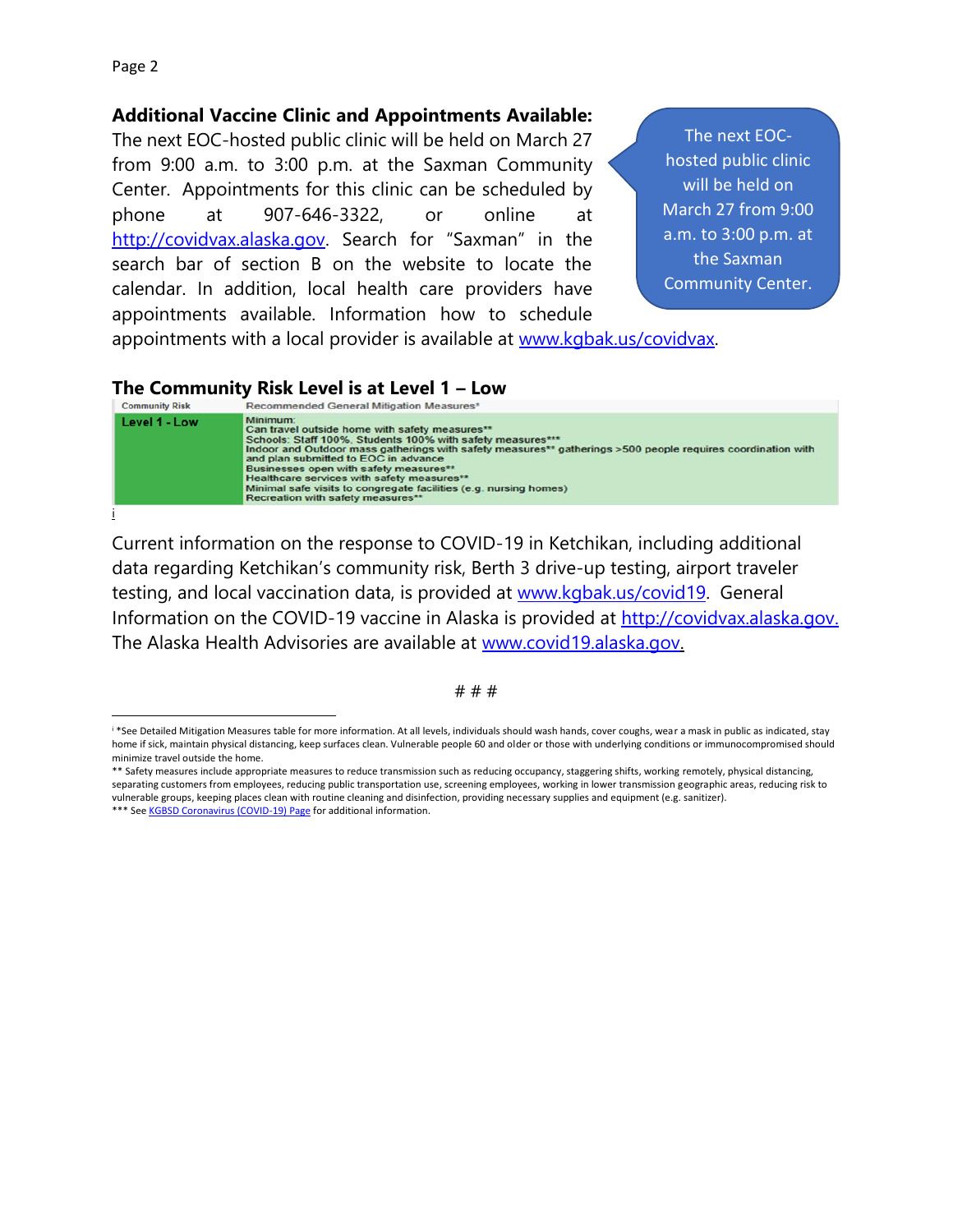**Additional Vaccine Clinic and Appointments Available:** The next EOC-hosted public clinic will be held on March 27 from 9:00 a.m. to 3:00 p.m. at the Saxman Community Center. Appointments for this clinic can be scheduled by phone at 907-646-3322, or online at http://covidvax.alaska.gov. Search for "Saxman" in the search bar of section B on the website to locate the calendar. In addition, local health care providers have appointments available. Information how to schedule appointments with a local provider is available at www.kgbak.us/covidvax.

The next EOC-hosted public clinic will be held on March 27 from 9:00 a.m. to 3:00 p.m. at the Saxman Community Center.

**The Community Risk Level is at Level 1 – Low**

| Community Risk | Recommended General Mitigation Measures* |
|---|---|
| Level 1 - Low | Minimum:<br>Can travel outside home with safety measures**<br>Schools: Staff 100%, Students 100% with safety measures***<br>Indoor and Outdoor mass gatherings with safety measures** gatherings >500 people requires coordination with and plan submitted to EOC in advance<br>Businesses open with safety measures**<br>Healthcare services with safety measures**<br>Minimal safe visits to congregate facilities (e.g. nursing homes)<br>Recreation with safety measures** |

[i]

Current information on the response to COVID-19 in Ketchikan, including additional data regarding Ketchikan's community risk, Berth 3 drive-up testing, airport traveler testing, and local vaccination data, is provided at www.kgbak.us/covid19. General Information on the COVID-19 vaccine in Alaska is provided at http://covidvax.alaska.gov. The Alaska Health Advisories are available at www.covid19.alaska.gov.

# # #

---

[i] *See Detailed Mitigation Measures table for more information. At all levels, individuals should wash hands, cover coughs, wear a mask in public as indicated, stay home if sick, maintain physical distancing, keep surfaces clean. Vulnerable people 60 and older or those with underlying conditions or immunocompromised should minimize travel outside the home.

** Safety measures include appropriate measures to reduce transmission such as reducing occupancy, staggering shifts, working remotely, physical distancing, separating customers from employees, reducing public transportation use, screening employees, working in lower transmission geographic areas, reducing risk to vulnerable groups, keeping places clean with routine cleaning and disinfection, providing necessary supplies and equipment (e.g. sanitizer).

*** See KGBSD Coronavirus (COVID-19) Page for additional information.